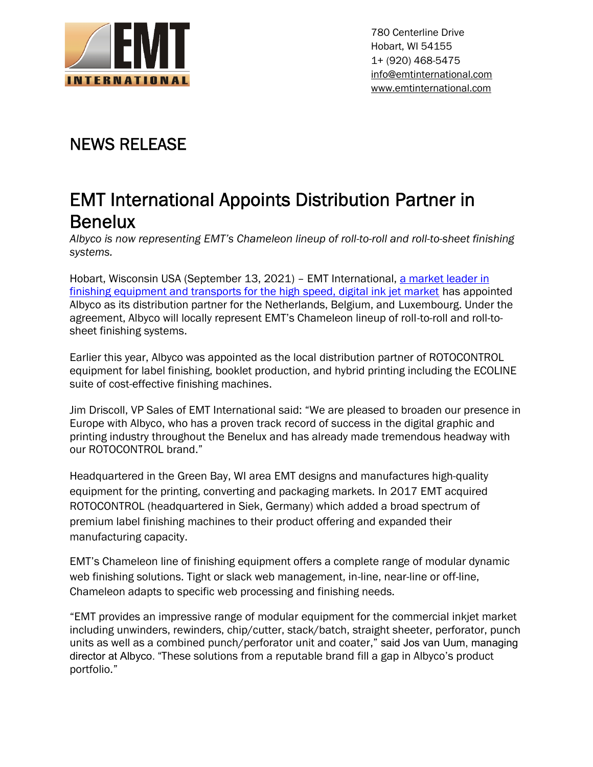780 Centerline Drive
Hobart, WI 54155
1+ (920) 468-5475
info@emtinternational.com
www.emtinternational.com

# NEWS RELEASE

## EMT International Appoints Distribution Partner in Benelux

*Albyco is now representing EMT's Chameleon lineup of roll-to-roll and roll-to-sheet finishing systems.*

Hobart, Wisconsin USA (September 13, 2021) – EMT International, a market leader in finishing equipment and transports for the high speed, digital ink jet market has appointed Albyco as its distribution partner for the Netherlands, Belgium, and Luxembourg. Under the agreement, Albyco will locally represent EMT's Chameleon lineup of roll-to-roll and roll-to-sheet finishing systems.

Earlier this year, Albyco was appointed as the local distribution partner of ROTOCONTROL equipment for label finishing, booklet production, and hybrid printing including the ECOLINE suite of cost-effective finishing machines.

Jim Driscoll, VP Sales of EMT International said: "We are pleased to broaden our presence in Europe with Albyco, who has a proven track record of success in the digital graphic and printing industry throughout the Benelux and has already made tremendous headway with our ROTOCONTROL brand."

Headquartered in the Green Bay, WI area EMT designs and manufactures high-quality equipment for the printing, converting and packaging markets. In 2017 EMT acquired ROTOCONTROL (headquartered in Siek, Germany) which added a broad spectrum of premium label finishing machines to their product offering and expanded their manufacturing capacity.

EMT's Chameleon line of finishing equipment offers a complete range of modular dynamic web finishing solutions. Tight or slack web management, in-line, near-line or off-line, Chameleon adapts to specific web processing and finishing needs.

"EMT provides an impressive range of modular equipment for the commercial inkjet market including unwinders, rewinders, chip/cutter, stack/batch, straight sheeter, perforator, punch units as well as a combined punch/perforator unit and coater," said Jos van Uum, managing director at Albyco. "These solutions from a reputable brand fill a gap in Albyco's product portfolio."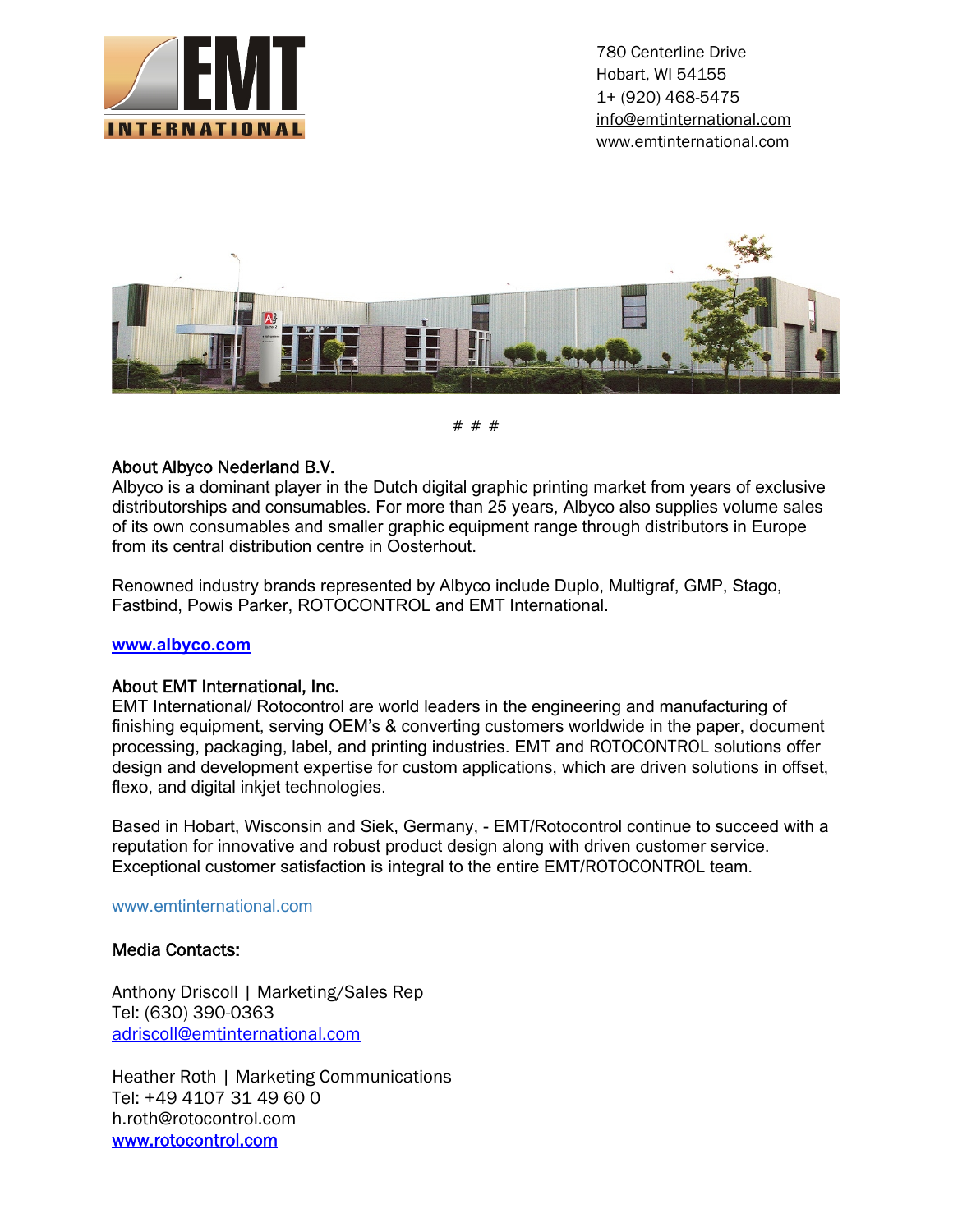780 Centerline Drive
Hobart, WI 54155
1+ (920) 468-5475
info@emtinternational.com
www.emtinternational.com

# # #

## About Albyco Nederland B.V.

Albyco is a dominant player in the Dutch digital graphic printing market from years of exclusive distributorships and consumables. For more than 25 years, Albyco also supplies volume sales of its own consumables and smaller graphic equipment range through distributors in Europe from its central distribution centre in Oosterhout.

Renowned industry brands represented by Albyco include Duplo, Multigraf, GMP, Stago, Fastbind, Powis Parker, ROTOCONTROL and EMT International.

**www.albyco.com**

## About EMT International, Inc.

EMT International/ Rotocontrol are world leaders in the engineering and manufacturing of finishing equipment, serving OEM's & converting customers worldwide in the paper, document processing, packaging, label, and printing industries. EMT and ROTOCONTROL solutions offer design and development expertise for custom applications, which are driven solutions in offset, flexo, and digital inkjet technologies.

Based in Hobart, Wisconsin and Siek, Germany, - EMT/Rotocontrol continue to succeed with a reputation for innovative and robust product design along with driven customer service. Exceptional customer satisfaction is integral to the entire EMT/ROTOCONTROL team.

www.emtinternational.com

## Media Contacts:

Anthony Driscoll | Marketing/Sales Rep
Tel: (630) 390-0363
adriscoll@emtinternational.com

Heather Roth | Marketing Communications
Tel: +49 4107 31 49 60 0
h.roth@rotocontrol.com
www.rotocontrol.com